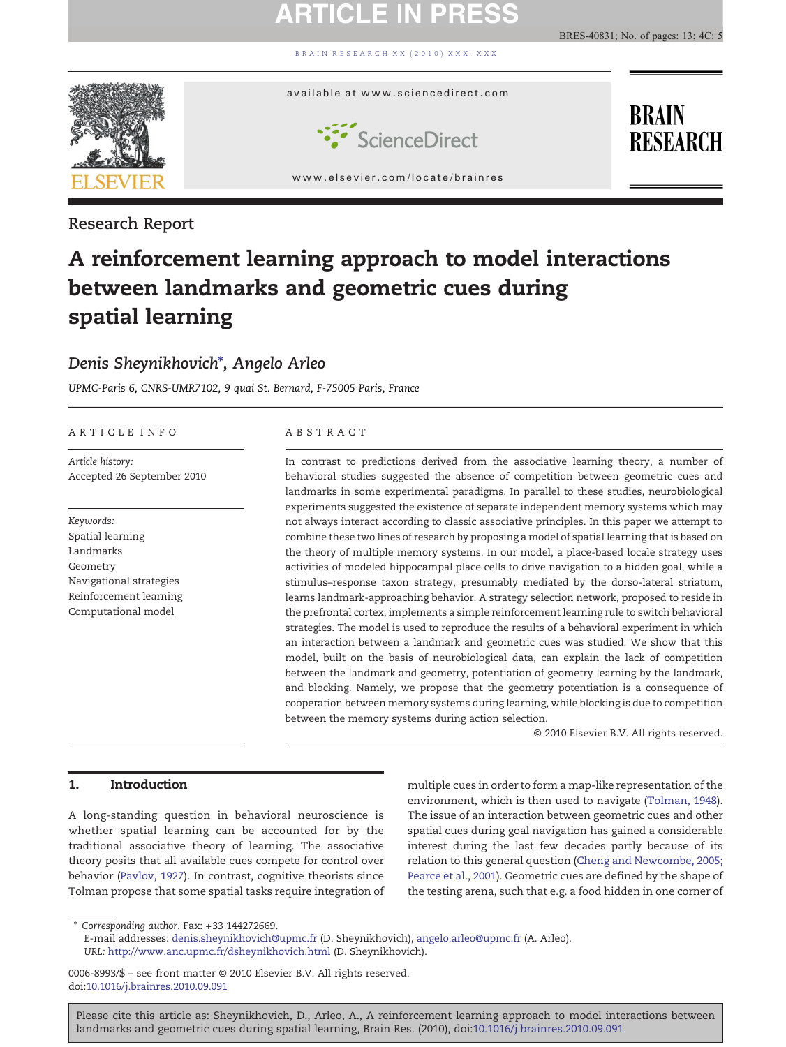Research Report

# A reinforcement learning approach to model interactions between landmarks and geometric cues during spatial learning

*Denis Sheynikhovich*[*], *Angelo Arleo*

UPMC-Paris 6, CNRS-UMR7102, 9 quai St. Bernard, F-75005 Paris, France

## ARTICLE INFO

*Article history:*
Accepted 26 September 2010

*Keywords:*
Spatial learning
Landmarks
Geometry
Navigational strategies
Reinforcement learning
Computational model

## ABSTRACT

In contrast to predictions derived from the associative learning theory, a number of behavioral studies suggested the absence of competition between geometric cues and landmarks in some experimental paradigms. In parallel to these studies, neurobiological experiments suggested the existence of separate independent memory systems which may not always interact according to classic associative principles. In this paper we attempt to combine these two lines of research by proposing a model of spatial learning that is based on the theory of multiple memory systems. In our model, a place-based locale strategy uses activities of modeled hippocampal place cells to drive navigation to a hidden goal, while a stimulus–response taxon strategy, presumably mediated by the dorso-lateral striatum, learns landmark-approaching behavior. A strategy selection network, proposed to reside in the prefrontal cortex, implements a simple reinforcement learning rule to switch behavioral strategies. The model is used to reproduce the results of a behavioral experiment in which an interaction between a landmark and geometric cues was studied. We show that this model, built on the basis of neurobiological data, can explain the lack of competition between the landmark and geometry, potentiation of geometry learning by the landmark, and blocking. Namely, we propose that the geometry potentiation is a consequence of cooperation between memory systems during learning, while blocking is due to competition between the memory systems during action selection.

© 2010 Elsevier B.V. All rights reserved.

## 1. Introduction

A long-standing question in behavioral neuroscience is whether spatial learning can be accounted for by the traditional associative theory of learning. The associative theory posits that all available cues compete for control over behavior (Pavlov, 1927). In contrast, cognitive theorists since Tolman propose that some spatial tasks require integration of multiple cues in order to form a map-like representation of the environment, which is then used to navigate (Tolman, 1948). The issue of an interaction between geometric cues and other spatial cues during goal navigation has gained a considerable interest during the last few decades partly because of its relation to this general question (Cheng and Newcombe, 2005; Pearce et al., 2001). Geometric cues are defined by the shape of the testing arena, such that e.g. a food hidden in one corner of

[*] *Corresponding author*. Fax: +33 144272669.
E-mail addresses: denis.sheynikhovich@upmc.fr (D. Sheynikhovich), angelo.arleo@upmc.fr (A. Arleo).
*URL:* http://www.anc.upmc.fr/dsheynikhovich.html (D. Sheynikhovich).

0006-8993/$ – see front matter © 2010 Elsevier B.V. All rights reserved.
doi:10.1016/j.brainres.2010.09.091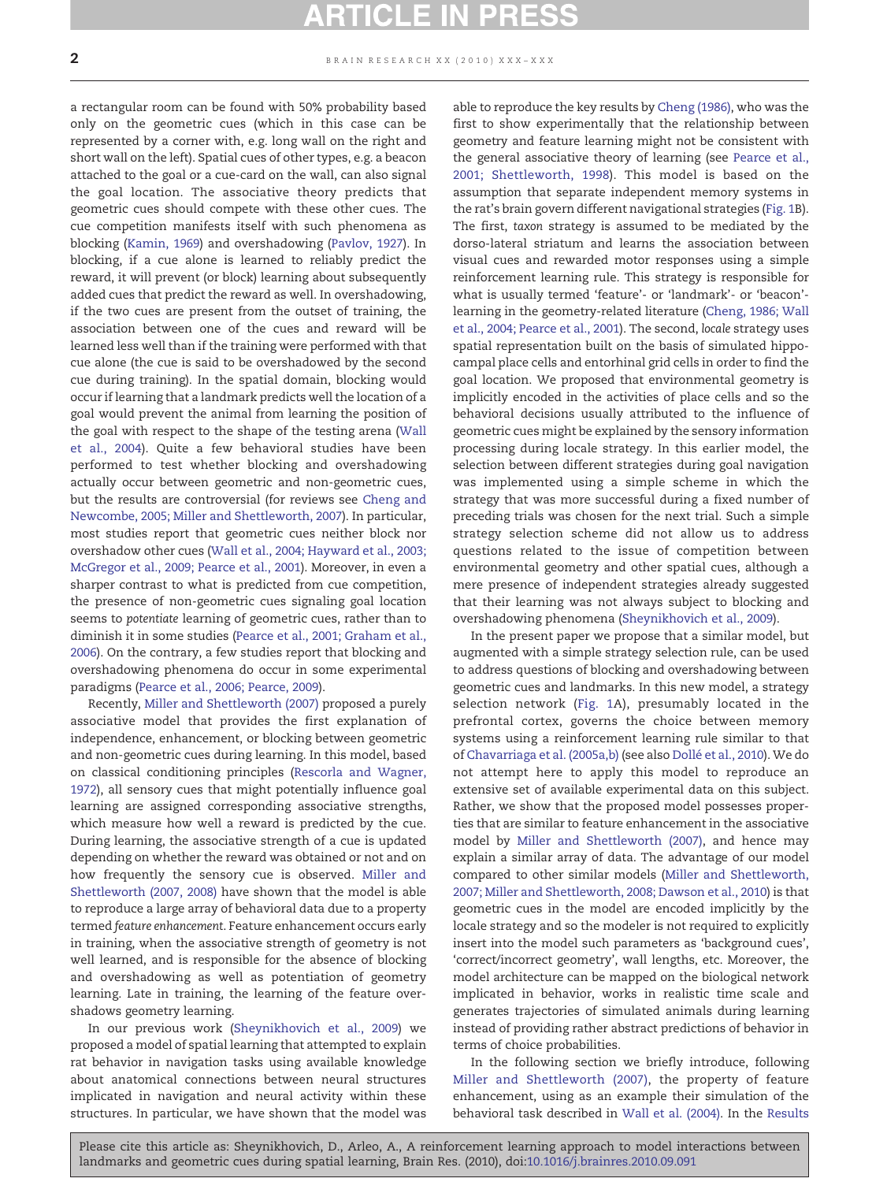a rectangular room can be found with 50% probability based only on the geometric cues (which in this case can be represented by a corner with, e.g. long wall on the right and short wall on the left). Spatial cues of other types, e.g. a beacon attached to the goal or a cue-card on the wall, can also signal the goal location. The associative theory predicts that geometric cues should compete with these other cues. The cue competition manifests itself with such phenomena as blocking (Kamin, 1969) and overshadowing (Pavlov, 1927). In blocking, if a cue alone is learned to reliably predict the reward, it will prevent (or block) learning about subsequently added cues that predict the reward as well. In overshadowing, if the two cues are present from the outset of training, the association between one of the cues and reward will be learned less well than if the training were performed with that cue alone (the cue is said to be overshadowed by the second cue during training). In the spatial domain, blocking would occur if learning that a landmark predicts well the location of a goal would prevent the animal from learning the position of the goal with respect to the shape of the testing arena (Wall et al., 2004). Quite a few behavioral studies have been performed to test whether blocking and overshadowing actually occur between geometric and non-geometric cues, but the results are controversial (for reviews see Cheng and Newcombe, 2005; Miller and Shettleworth, 2007). In particular, most studies report that geometric cues neither block nor overshadow other cues (Wall et al., 2004; Hayward et al., 2003; McGregor et al., 2009; Pearce et al., 2001). Moreover, in even a sharper contrast to what is predicted from cue competition, the presence of non-geometric cues signaling goal location seems to *potentiate* learning of geometric cues, rather than to diminish it in some studies (Pearce et al., 2001; Graham et al., 2006). On the contrary, a few studies report that blocking and overshadowing phenomena do occur in some experimental paradigms (Pearce et al., 2006; Pearce, 2009).

Recently, Miller and Shettleworth (2007) proposed a purely associative model that provides the first explanation of independence, enhancement, or blocking between geometric and non-geometric cues during learning. In this model, based on classical conditioning principles (Rescorla and Wagner, 1972), all sensory cues that might potentially influence goal learning are assigned corresponding associative strengths, which measure how well a reward is predicted by the cue. During learning, the associative strength of a cue is updated depending on whether the reward was obtained or not and on how frequently the sensory cue is observed. Miller and Shettleworth (2007, 2008) have shown that the model is able to reproduce a large array of behavioral data due to a property termed *feature enhancement*. Feature enhancement occurs early in training, when the associative strength of geometry is not well learned, and is responsible for the absence of blocking and overshadowing as well as potentiation of geometry learning. Late in training, the learning of the feature overshadows geometry learning.

In our previous work (Sheynikhovich et al., 2009) we proposed a model of spatial learning that attempted to explain rat behavior in navigation tasks using available knowledge about anatomical connections between neural structures implicated in navigation and neural activity within these structures. In particular, we have shown that the model was able to reproduce the key results by Cheng (1986), who was the first to show experimentally that the relationship between geometry and feature learning might not be consistent with the general associative theory of learning (see Pearce et al., 2001; Shettleworth, 1998). This model is based on the assumption that separate independent memory systems in the rat's brain govern different navigational strategies (Fig. 1B). The first, *taxon* strategy is assumed to be mediated by the dorso-lateral striatum and learns the association between visual cues and rewarded motor responses using a simple reinforcement learning rule. This strategy is responsible for what is usually termed 'feature'- or 'landmark'- or 'beacon'-learning in the geometry-related literature (Cheng, 1986; Wall et al., 2004; Pearce et al., 2001). The second, *locale* strategy uses spatial representation built on the basis of simulated hippocampal place cells and entorhinal grid cells in order to find the goal location. We proposed that environmental geometry is implicitly encoded in the activities of place cells and so the behavioral decisions usually attributed to the influence of geometric cues might be explained by the sensory information processing during locale strategy. In this earlier model, the selection between different strategies during goal navigation was implemented using a simple scheme in which the strategy that was more successful during a fixed number of preceding trials was chosen for the next trial. Such a simple strategy selection scheme did not allow us to address questions related to the issue of competition between environmental geometry and other spatial cues, although a mere presence of independent strategies already suggested that their learning was not always subject to blocking and overshadowing phenomena (Sheynikhovich et al., 2009).

In the present paper we propose that a similar model, but augmented with a simple strategy selection rule, can be used to address questions of blocking and overshadowing between geometric cues and landmarks. In this new model, a strategy selection network (Fig. 1A), presumably located in the prefrontal cortex, governs the choice between memory systems using a reinforcement learning rule similar to that of Chavarriaga et al. (2005a,b) (see also Dollé et al., 2010). We do not attempt here to apply this model to reproduce an extensive set of available experimental data on this subject. Rather, we show that the proposed model possesses properties that are similar to feature enhancement in the associative model by Miller and Shettleworth (2007), and hence may explain a similar array of data. The advantage of our model compared to other similar models (Miller and Shettleworth, 2007; Miller and Shettleworth, 2008; Dawson et al., 2010) is that geometric cues in the model are encoded implicitly by the locale strategy and so the modeler is not required to explicitly insert into the model such parameters as 'background cues', 'correct/incorrect geometry', wall lengths, etc. Moreover, the model architecture can be mapped on the biological network implicated in behavior, works in realistic time scale and generates trajectories of simulated animals during learning instead of providing rather abstract predictions of behavior in terms of choice probabilities.

In the following section we briefly introduce, following Miller and Shettleworth (2007), the property of feature enhancement, using as an example their simulation of the behavioral task described in Wall et al. (2004). In the Results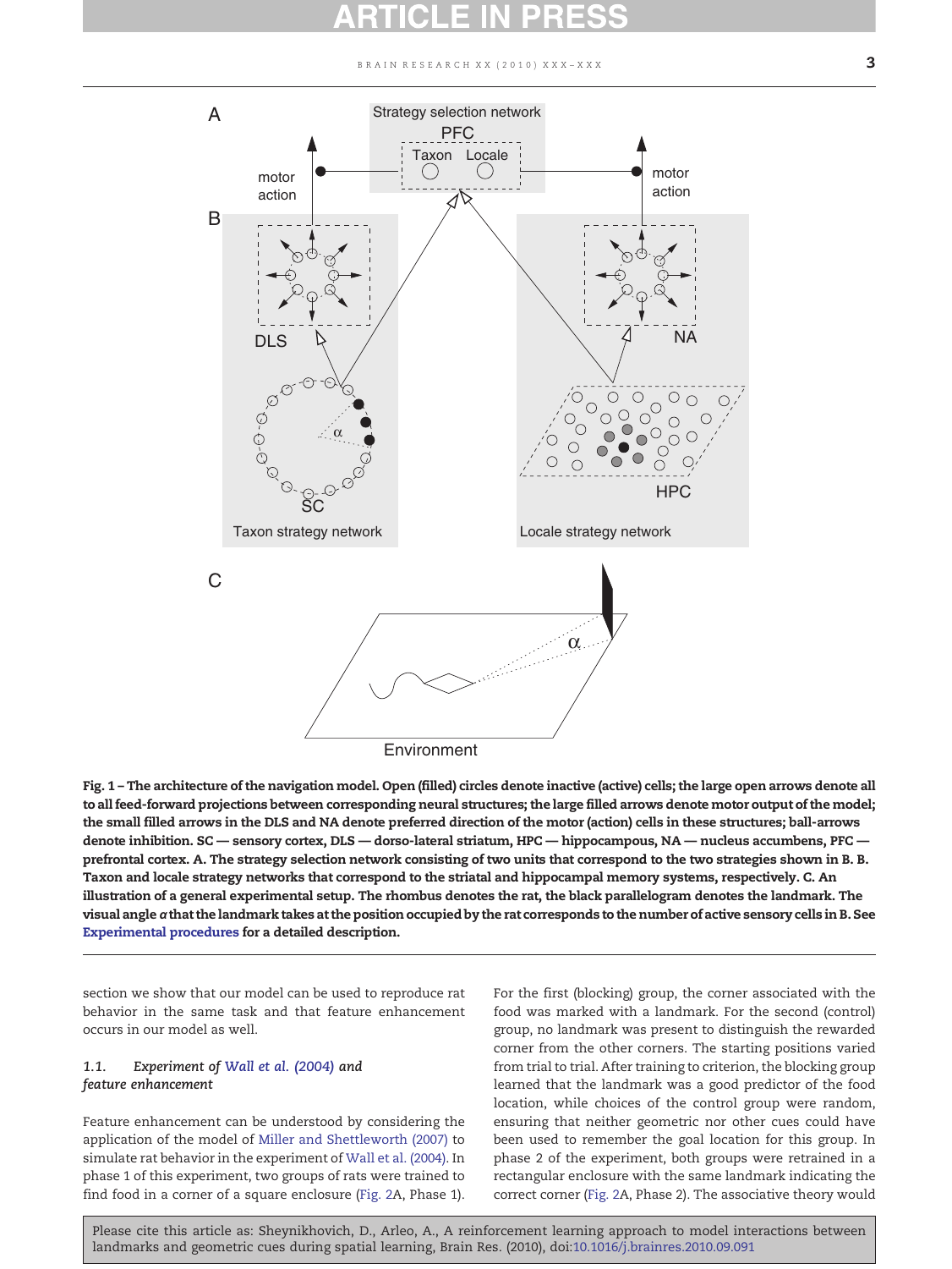Fig. 1 – **The architecture of the navigation model. Open (filled) circles denote inactive (active) cells; the large open arrows denote all to all feed-forward projections between corresponding neural structures; the large filled arrows denote motor output of the model; the small filled arrows in the DLS and NA denote preferred direction of the motor (action) cells in these structures; ball-arrows denote inhibition. SC — sensory cortex, DLS — dorso-lateral striatum, HPC — hippocampous, NA — nucleus accumbens, PFC — prefrontal cortex. A. The strategy selection network consisting of two units that correspond to the two strategies shown in B. B. Taxon and locale strategy networks that correspond to the striatal and hippocampal memory systems, respectively. C. An illustration of a general experimental setup. The rhombus denotes the rat, the black parallelogram denotes the landmark. The visual angle $\alpha$ that the landmark takes at the position occupied by the rat corresponds to the number of active sensory cells in B. See Experimental procedures for a detailed description.**

section we show that our model can be used to reproduce rat behavior in the same task and that feature enhancement occurs in our model as well.

### 1.1. *Experiment of Wall et al. (2004) and feature enhancement*

Feature enhancement can be understood by considering the application of the model of Miller and Shettleworth (2007) to simulate rat behavior in the experiment of Wall et al. (2004). In phase 1 of this experiment, two groups of rats were trained to find food in a corner of a square enclosure (Fig. 2A, Phase 1). For the first (blocking) group, the corner associated with the food was marked with a landmark. For the second (control) group, no landmark was present to distinguish the rewarded corner from the other corners. The starting positions varied from trial to trial. After training to criterion, the blocking group learned that the landmark was a good predictor of the food location, while choices of the control group were random, ensuring that neither geometric nor other cues could have been used to remember the goal location for this group. In phase 2 of the experiment, both groups were retrained in a rectangular enclosure with the same landmark indicating the correct corner (Fig. 2A, Phase 2). The associative theory would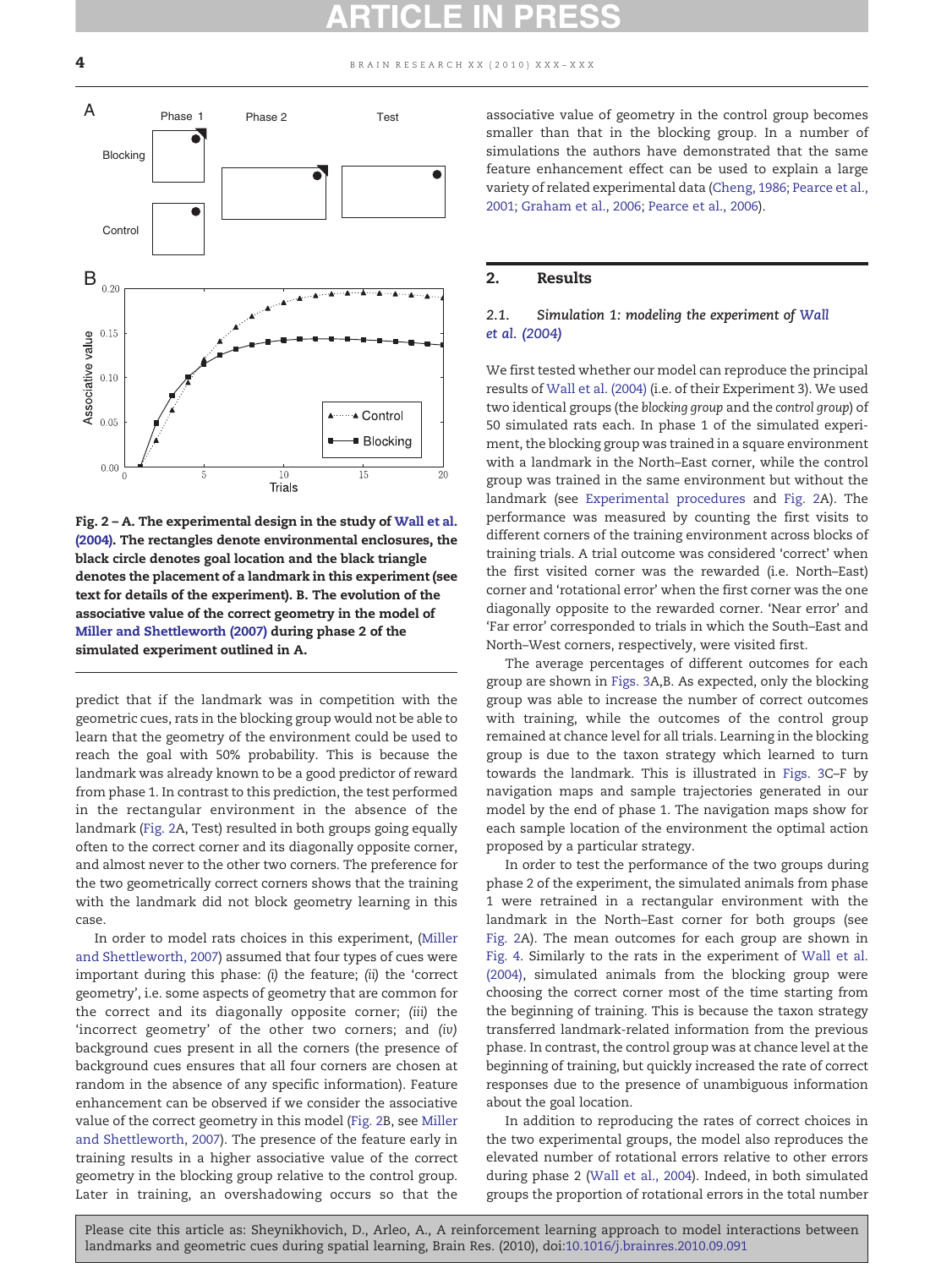Fig. 2 – A. The experimental design in the study of Wall et al. (2004). The rectangles denote environmental enclosures, the black circle denotes goal location and the black triangle denotes the placement of a landmark in this experiment (see text for details of the experiment). B. The evolution of the associative value of the correct geometry in the model of Miller and Shettleworth (2007) during phase 2 of the simulated experiment outlined in A.

predict that if the landmark was in competition with the geometric cues, rats in the blocking group would not be able to learn that the geometry of the environment could be used to reach the goal with 50% probability. This is because the landmark was already known to be a good predictor of reward from phase 1. In contrast to this prediction, the test performed in the rectangular environment in the absence of the landmark (Fig. 2A, Test) resulted in both groups going equally often to the correct corner and its diagonally opposite corner, and almost never to the other two corners. The preference for the two geometrically correct corners shows that the training with the landmark did not block geometry learning in this case.

In order to model rats choices in this experiment, (Miller and Shettleworth, 2007) assumed that four types of cues were important during this phase: *(i)* the feature; *(ii)* the 'correct geometry', i.e. some aspects of geometry that are common for the correct and its diagonally opposite corner; *(iii)* the 'incorrect geometry' of the other two corners; and *(iv)* background cues present in all the corners (the presence of background cues ensures that all four corners are chosen at random in the absence of any specific information). Feature enhancement can be observed if we consider the associative value of the correct geometry in this model (Fig. 2B, see Miller and Shettleworth, 2007). The presence of the feature early in training results in a higher associative value of the correct geometry in the blocking group relative to the control group. Later in training, an overshadowing occurs so that the associative value of geometry in the control group becomes smaller than that in the blocking group. In a number of simulations the authors have demonstrated that the same feature enhancement effect can be used to explain a large variety of related experimental data (Cheng, 1986; Pearce et al., 2001; Graham et al., 2006; Pearce et al., 2006).

## 2. Results

### 2.1. Simulation 1: modeling the experiment of Wall et al. (2004)

We first tested whether our model can reproduce the principal results of Wall et al. (2004) (i.e. of their Experiment 3). We used two identical groups (the *blocking group* and the *control group*) of 50 simulated rats each. In phase 1 of the simulated experiment, the blocking group was trained in a square environment with a landmark in the North–East corner, while the control group was trained in the same environment but without the landmark (see Experimental procedures and Fig. 2A). The performance was measured by counting the first visits to different corners of the training environment across blocks of training trials. A trial outcome was considered 'correct' when the first visited corner was the rewarded (i.e. North–East) corner and 'rotational error' when the first corner was the one diagonally opposite to the rewarded corner. 'Near error' and 'Far error' corresponded to trials in which the South–East and North–West corners, respectively, were visited first.

The average percentages of different outcomes for each group are shown in Figs. 3A,B. As expected, only the blocking group was able to increase the number of correct outcomes with training, while the outcomes of the control group remained at chance level for all trials. Learning in the blocking group is due to the taxon strategy which learned to turn towards the landmark. This is illustrated in Figs. 3C–F by navigation maps and sample trajectories generated in our model by the end of phase 1. The navigation maps show for each sample location of the environment the optimal action proposed by a particular strategy.

In order to test the performance of the two groups during phase 2 of the experiment, the simulated animals from phase 1 were retrained in a rectangular environment with the landmark in the North–East corner for both groups (see Fig. 2A). The mean outcomes for each group are shown in Fig. 4. Similarly to the rats in the experiment of Wall et al. (2004), simulated animals from the blocking group were choosing the correct corner most of the time starting from the beginning of training. This is because the taxon strategy transferred landmark-related information from the previous phase. In contrast, the control group was at chance level at the beginning of training, but quickly increased the rate of correct responses due to the presence of unambiguous information about the goal location.

In addition to reproducing the rates of correct choices in the two experimental groups, the model also reproduces the elevated number of rotational errors relative to other errors during phase 2 (Wall et al., 2004). Indeed, in both simulated groups the proportion of rotational errors in the total number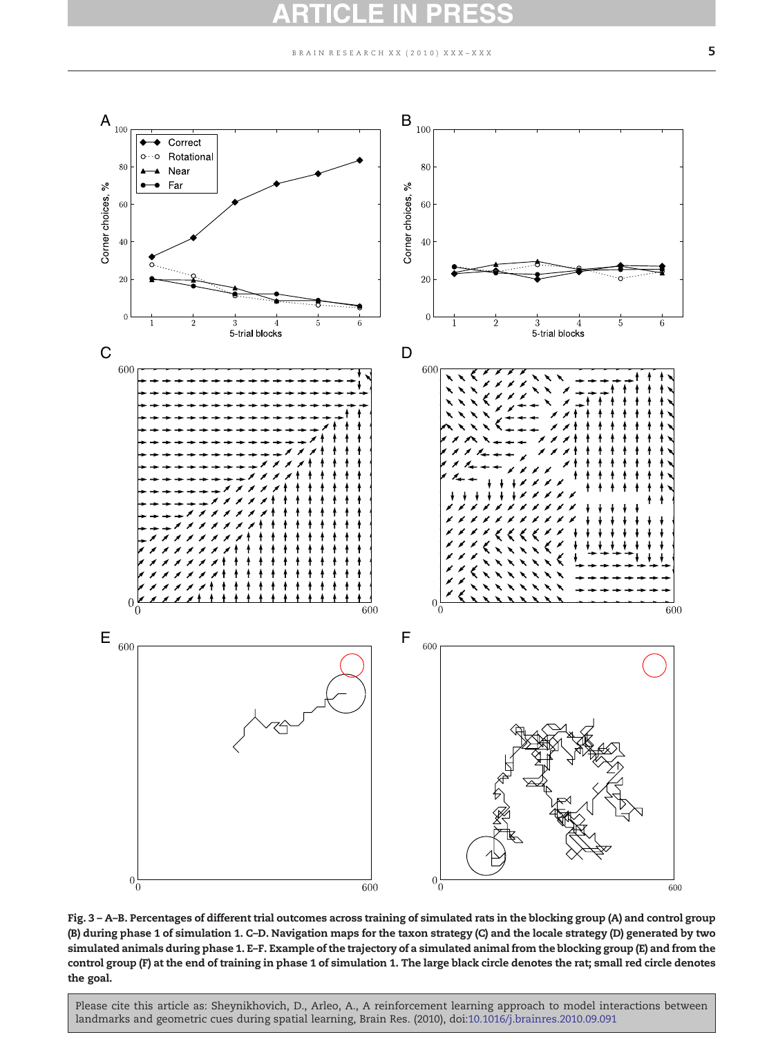**Fig. 3 – A–B. Percentages of different trial outcomes across training of simulated rats in the blocking group (A) and control group (B) during phase 1 of simulation 1. C–D. Navigation maps for the taxon strategy (C) and the locale strategy (D) generated by two simulated animals during phase 1. E–F. Example of the trajectory of a simulated animal from the blocking group (E) and from the control group (F) at the end of training in phase 1 of simulation 1. The large black circle denotes the rat; small red circle denotes the goal.**

Please cite this article as: Sheynikhovich, D., Arleo, A., A reinforcement learning approach to model interactions between landmarks and geometric cues during spatial learning, Brain Res. (2010), doi:10.1016/j.brainres.2010.09.091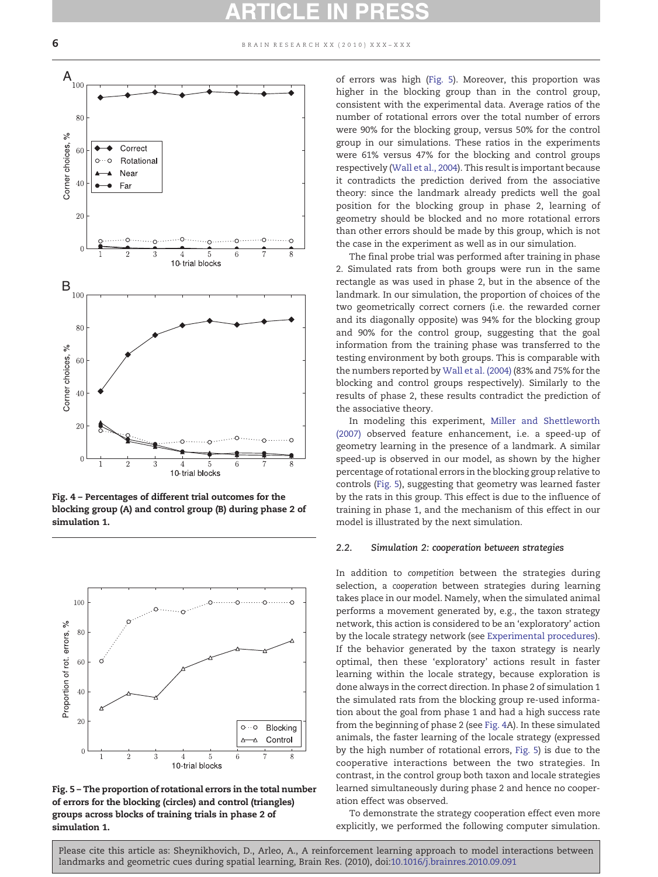Fig. 4 – Percentages of different trial outcomes for the blocking group (A) and control group (B) during phase 2 of simulation 1.

Fig. 5 – The proportion of rotational errors in the total number of errors for the blocking (circles) and control (triangles) groups across blocks of training trials in phase 2 of simulation 1.

of errors was high (Fig. 5). Moreover, this proportion was higher in the blocking group than in the control group, consistent with the experimental data. Average ratios of the number of rotational errors over the total number of errors were 90% for the blocking group, versus 50% for the control group in our simulations. These ratios in the experiments were 61% versus 47% for the blocking and control groups respectively (Wall et al., 2004). This result is important because it contradicts the prediction derived from the associative theory: since the landmark already predicts well the goal position for the blocking group in phase 2, learning of geometry should be blocked and no more rotational errors than other errors should be made by this group, which is not the case in the experiment as well as in our simulation.

The final probe trial was performed after training in phase 2. Simulated rats from both groups were run in the same rectangle as was used in phase 2, but in the absence of the landmark. In our simulation, the proportion of choices of the two geometrically correct corners (i.e. the rewarded corner and its diagonally opposite) was 94% for the blocking group and 90% for the control group, suggesting that the goal information from the training phase was transferred to the testing environment by both groups. This is comparable with the numbers reported by Wall et al. (2004) (83% and 75% for the blocking and control groups respectively). Similarly to the results of phase 2, these results contradict the prediction of the associative theory.

In modeling this experiment, Miller and Shettleworth (2007) observed feature enhancement, i.e. a speed-up of geometry learning in the presence of a landmark. A similar speed-up is observed in our model, as shown by the higher percentage of rotational errors in the blocking group relative to controls (Fig. 5), suggesting that geometry was learned faster by the rats in this group. This effect is due to the influence of training in phase 1, and the mechanism of this effect in our model is illustrated by the next simulation.

### 2.2. Simulation 2: cooperation between strategies

In addition to *competition* between the strategies during selection, a *cooperation* between strategies during learning takes place in our model. Namely, when the simulated animal performs a movement generated by, e.g., the taxon strategy network, this action is considered to be an 'exploratory' action by the locale strategy network (see Experimental procedures). If the behavior generated by the taxon strategy is nearly optimal, then these 'exploratory' actions result in faster learning within the locale strategy, because exploration is done always in the correct direction. In phase 2 of simulation 1 the simulated rats from the blocking group re-used information about the goal from phase 1 and had a high success rate from the beginning of phase 2 (see Fig. 4A). In these simulated animals, the faster learning of the locale strategy (expressed by the high number of rotational errors, Fig. 5) is due to the cooperative interactions between the two strategies. In contrast, in the control group both taxon and locale strategies learned simultaneously during phase 2 and hence no cooperation effect was observed.

To demonstrate the strategy cooperation effect even more explicitly, we performed the following computer simulation.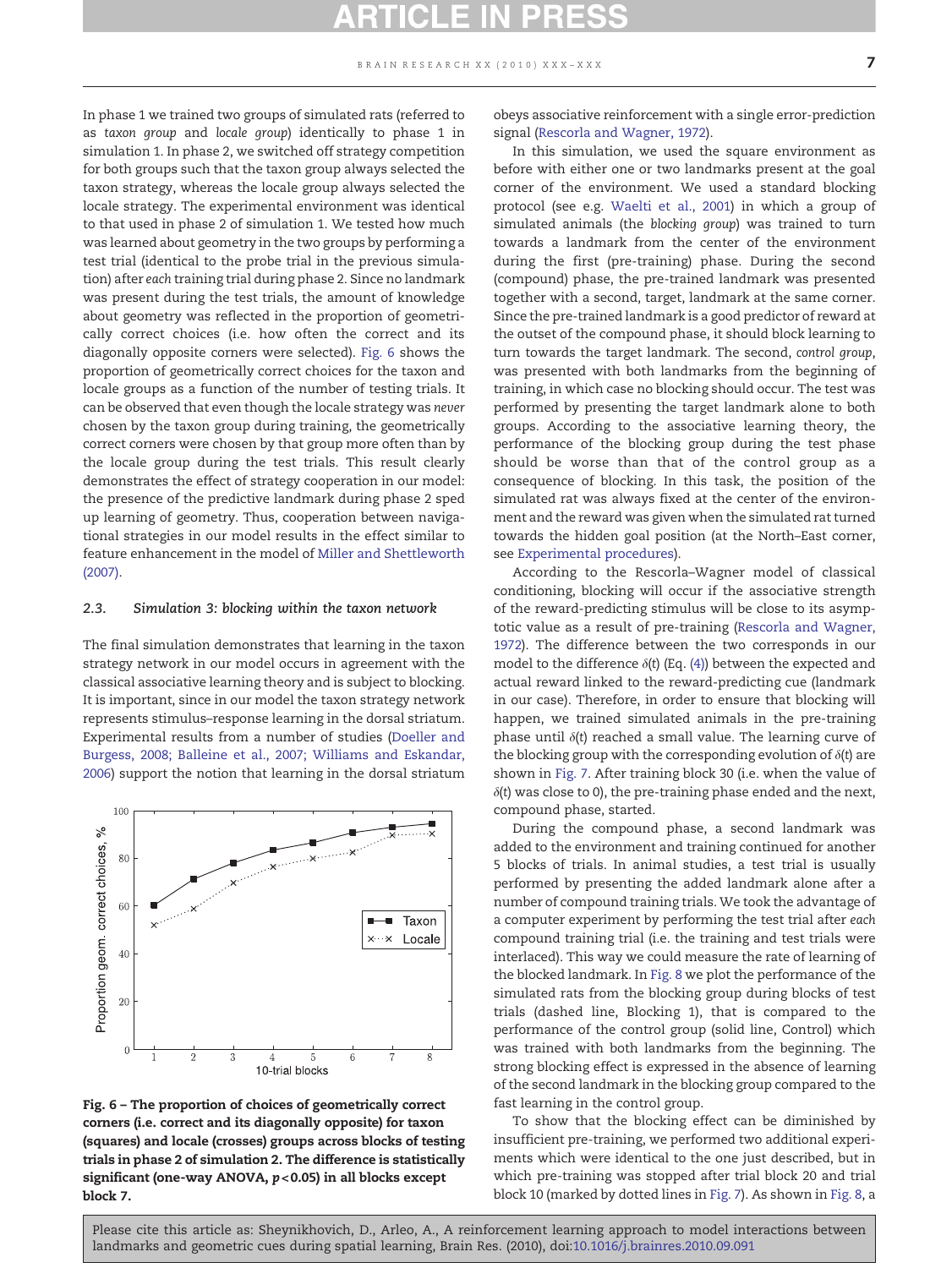In phase 1 we trained two groups of simulated rats (referred to as *taxon group* and *locale group*) identically to phase 1 in simulation 1. In phase 2, we switched off strategy competition for both groups such that the taxon group always selected the taxon strategy, whereas the locale group always selected the locale strategy. The experimental environment was identical to that used in phase 2 of simulation 1. We tested how much was learned about geometry in the two groups by performing a test trial (identical to the probe trial in the previous simulation) after *each* training trial during phase 2. Since no landmark was present during the test trials, the amount of knowledge about geometry was reflected in the proportion of geometrically correct choices (i.e. how often the correct and its diagonally opposite corners were selected). Fig. 6 shows the proportion of geometrically correct choices for the taxon and locale groups as a function of the number of testing trials. It can be observed that even though the locale strategy was *never* chosen by the taxon group during training, the geometrically correct corners were chosen by that group more often than by the locale group during the test trials. This result clearly demonstrates the effect of strategy cooperation in our model: the presence of the predictive landmark during phase 2 sped up learning of geometry. Thus, cooperation between navigational strategies in our model results in the effect similar to feature enhancement in the model of Miller and Shettleworth (2007).

### 2.3. Simulation 3: blocking within the taxon network

The final simulation demonstrates that learning in the taxon strategy network in our model occurs in agreement with the classical associative learning theory and is subject to blocking. It is important, since in our model the taxon strategy network represents stimulus–response learning in the dorsal striatum. Experimental results from a number of studies (Doeller and Burgess, 2008; Balleine et al., 2007; Williams and Eskandar, 2006) support the notion that learning in the dorsal striatum obeys associative reinforcement with a single error-prediction signal (Rescorla and Wagner, 1972).

**Fig. 6 – The proportion of choices of geometrically correct corners (i.e. correct and its diagonally opposite) for taxon (squares) and locale (crosses) groups across blocks of testing trials in phase 2 of simulation 2. The difference is statistically significant (one-way ANOVA, $p < 0.05$) in all blocks except block 7.**

In this simulation, we used the square environment as before with either one or two landmarks present at the goal corner of the environment. We used a standard blocking protocol (see e.g. Waelti et al., 2001) in which a group of simulated animals (the *blocking group*) was trained to turn towards a landmark from the center of the environment during the first (pre-training) phase. During the second (compound) phase, the pre-trained landmark was presented together with a second, target, landmark at the same corner. Since the pre-trained landmark is a good predictor of reward at the outset of the compound phase, it should block learning to turn towards the target landmark. The second, *control group*, was presented with both landmarks from the beginning of training, in which case no blocking should occur. The test was performed by presenting the target landmark alone to both groups. According to the associative learning theory, the performance of the blocking group during the test phase should be worse than that of the control group as a consequence of blocking. In this task, the position of the simulated rat was always fixed at the center of the environment and the reward was given when the simulated rat turned towards the hidden goal position (at the North–East corner, see Experimental procedures).

According to the Rescorla–Wagner model of classical conditioning, blocking will occur if the associative strength of the reward-predicting stimulus will be close to its asymptotic value as a result of pre-training (Rescorla and Wagner, 1972). The difference between the two corresponds in our model to the difference $\delta(t)$ (Eq. (4)) between the expected and actual reward linked to the reward-predicting cue (landmark in our case). Therefore, in order to ensure that blocking will happen, we trained simulated animals in the pre-training phase until $\delta(t)$ reached a small value. The learning curve of the blocking group with the corresponding evolution of $\delta(t)$ are shown in Fig. 7. After training block 30 (i.e. when the value of $\delta(t)$ was close to 0), the pre-training phase ended and the next, compound phase, started.

During the compound phase, a second landmark was added to the environment and training continued for another 5 blocks of trials. In animal studies, a test trial is usually performed by presenting the added landmark alone after a number of compound training trials. We took the advantage of a computer experiment by performing the test trial after *each* compound training trial (i.e. the training and test trials were interlaced). This way we could measure the rate of learning of the blocked landmark. In Fig. 8 we plot the performance of the simulated rats from the blocking group during blocks of test trials (dashed line, Blocking 1), that is compared to the performance of the control group (solid line, Control) which was trained with both landmarks from the beginning. The strong blocking effect is expressed in the absence of learning of the second landmark in the blocking group compared to the fast learning in the control group.

To show that the blocking effect can be diminished by insufficient pre-training, we performed two additional experiments which were identical to the one just described, but in which pre-training was stopped after trial block 20 and trial block 10 (marked by dotted lines in Fig. 7). As shown in Fig. 8, a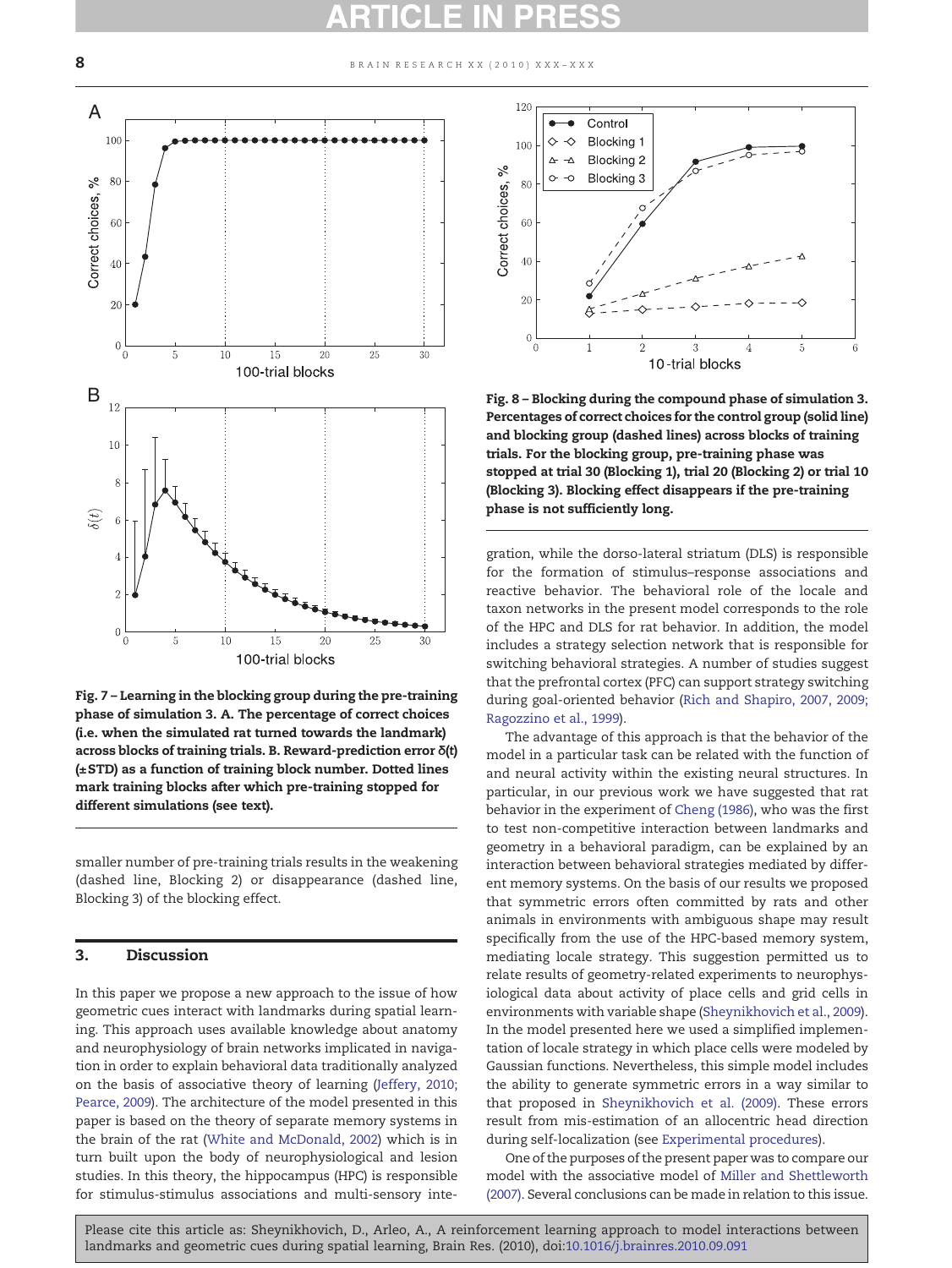Fig. 7 – Learning in the blocking group during the pre-training phase of simulation 3. A. The percentage of correct choices (i.e. when the simulated rat turned towards the landmark) across blocks of training trials. B. Reward-prediction error δ(t) (±STD) as a function of training block number. Dotted lines mark training blocks after which pre-training stopped for different simulations (see text).

Fig. 8 – Blocking during the compound phase of simulation 3. Percentages of correct choices for the control group (solid line) and blocking group (dashed lines) across blocks of training trials. For the blocking group, pre-training phase was stopped at trial 30 (Blocking 1), trial 20 (Blocking 2) or trial 10 (Blocking 3). Blocking effect disappears if the pre-training phase is not sufficiently long.

smaller number of pre-training trials results in the weakening (dashed line, Blocking 2) or disappearance (dashed line, Blocking 3) of the blocking effect.

## 3. Discussion

In this paper we propose a new approach to the issue of how geometric cues interact with landmarks during spatial learning. This approach uses available knowledge about anatomy and neurophysiology of brain networks implicated in navigation in order to explain behavioral data traditionally analyzed on the basis of associative theory of learning (Jeffery, 2010; Pearce, 2009). The architecture of the model presented in this paper is based on the theory of separate memory systems in the brain of the rat (White and McDonald, 2002) which is in turn built upon the body of neurophysiological and lesion studies. In this theory, the hippocampus (HPC) is responsible for stimulus-stimulus associations and multi-sensory integration, while the dorso-lateral striatum (DLS) is responsible for the formation of stimulus–response associations and reactive behavior. The behavioral role of the locale and taxon networks in the present model corresponds to the role of the HPC and DLS for rat behavior. In addition, the model includes a strategy selection network that is responsible for switching behavioral strategies. A number of studies suggest that the prefrontal cortex (PFC) can support strategy switching during goal-oriented behavior (Rich and Shapiro, 2007, 2009; Ragozzino et al., 1999).

The advantage of this approach is that the behavior of the model in a particular task can be related with the function of and neural activity within the existing neural structures. In particular, in our previous work we have suggested that rat behavior in the experiment of Cheng (1986), who was the first to test non-competitive interaction between landmarks and geometry in a behavioral paradigm, can be explained by an interaction between behavioral strategies mediated by different memory systems. On the basis of our results we proposed that symmetric errors often committed by rats and other animals in environments with ambiguous shape may result specifically from the use of the HPC-based memory system, mediating locale strategy. This suggestion permitted us to relate results of geometry-related experiments to neurophysiological data about activity of place cells and grid cells in environments with variable shape (Sheynikhovich et al., 2009). In the model presented here we used a simplified implementation of locale strategy in which place cells were modeled by Gaussian functions. Nevertheless, this simple model includes the ability to generate symmetric errors in a way similar to that proposed in Sheynikhovich et al. (2009). These errors result from mis-estimation of an allocentric head direction during self-localization (see Experimental procedures).

One of the purposes of the present paper was to compare our model with the associative model of Miller and Shettleworth (2007). Several conclusions can be made in relation to this issue.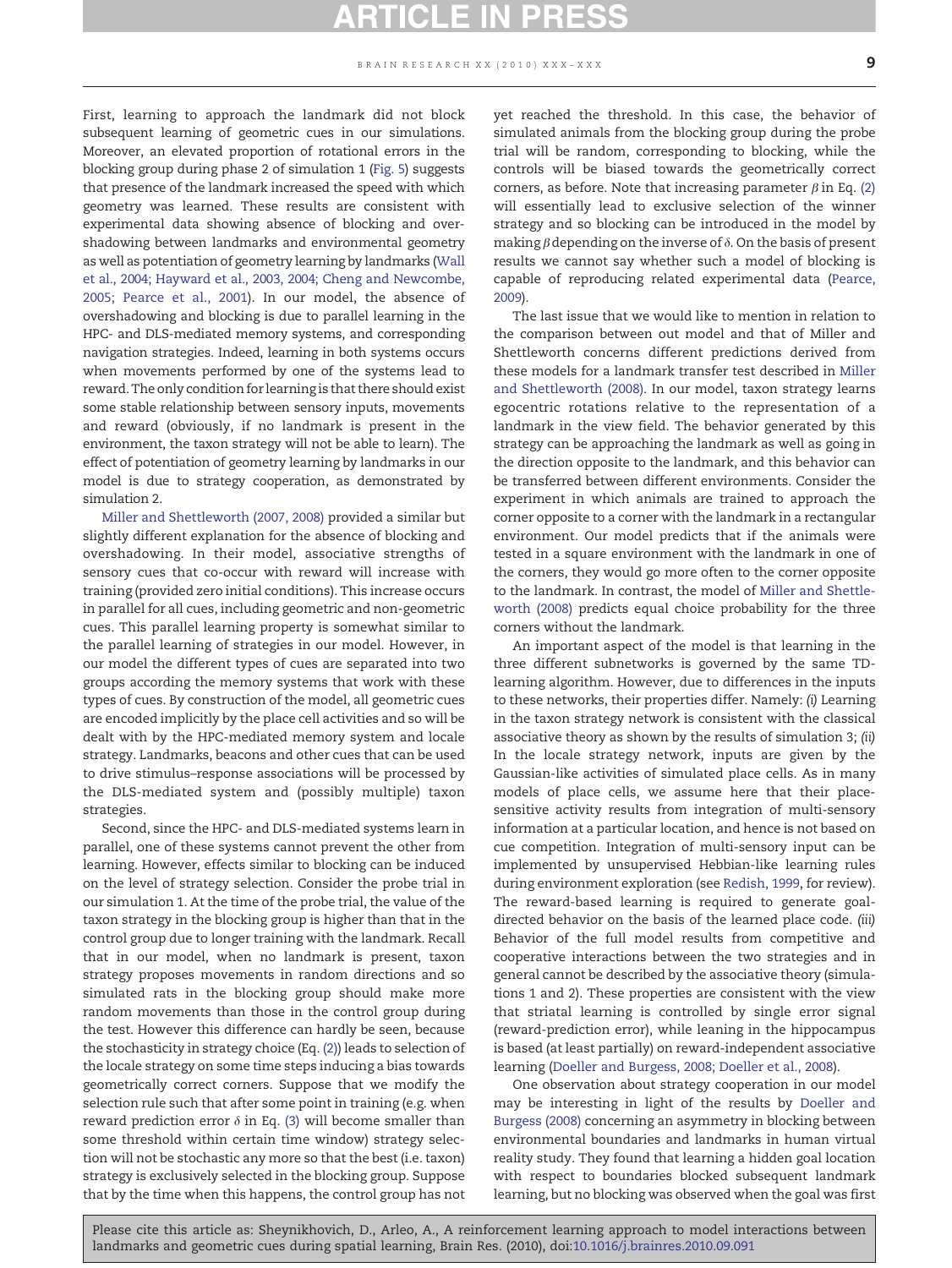First, learning to approach the landmark did not block subsequent learning of geometric cues in our simulations. Moreover, an elevated proportion of rotational errors in the blocking group during phase 2 of simulation 1 (Fig. 5) suggests that presence of the landmark increased the speed with which geometry was learned. These results are consistent with experimental data showing absence of blocking and overshadowing between landmarks and environmental geometry as well as potentiation of geometry learning by landmarks (Wall et al., 2004; Hayward et al., 2003, 2004; Cheng and Newcombe, 2005; Pearce et al., 2001). In our model, the absence of overshadowing and blocking is due to parallel learning in the HPC- and DLS-mediated memory systems, and corresponding navigation strategies. Indeed, learning in both systems occurs when movements performed by one of the systems lead to reward. The only condition for learning is that there should exist some stable relationship between sensory inputs, movements and reward (obviously, if no landmark is present in the environment, the taxon strategy will not be able to learn). The effect of potentiation of geometry learning by landmarks in our model is due to strategy cooperation, as demonstrated by simulation 2.

Miller and Shettleworth (2007, 2008) provided a similar but slightly different explanation for the absence of blocking and overshadowing. In their model, associative strengths of sensory cues that co-occur with reward will increase with training (provided zero initial conditions). This increase occurs in parallel for all cues, including geometric and non-geometric cues. This parallel learning property is somewhat similar to the parallel learning of strategies in our model. However, in our model the different types of cues are separated into two groups according the memory systems that work with these types of cues. By construction of the model, all geometric cues are encoded implicitly by the place cell activities and so will be dealt with by the HPC-mediated memory system and locale strategy. Landmarks, beacons and other cues that can be used to drive stimulus–response associations will be processed by the DLS-mediated system and (possibly multiple) taxon strategies.

Second, since the HPC- and DLS-mediated systems learn in parallel, one of these systems cannot prevent the other from learning. However, effects similar to blocking can be induced on the level of strategy selection. Consider the probe trial in our simulation 1. At the time of the probe trial, the value of the taxon strategy in the blocking group is higher than that in the control group due to longer training with the landmark. Recall that in our model, when no landmark is present, taxon strategy proposes movements in random directions and so simulated rats in the blocking group should make more random movements than those in the control group during the test. However this difference can hardly be seen, because the stochasticity in strategy choice (Eq. (2)) leads to selection of the locale strategy on some time steps inducing a bias towards geometrically correct corners. Suppose that we modify the selection rule such that after some point in training (e.g. when reward prediction error $\delta$ in Eq. (3) will become smaller than some threshold within certain time window) strategy selection will not be stochastic any more so that the best (i.e. taxon) strategy is exclusively selected in the blocking group. Suppose that by the time when this happens, the control group has not yet reached the threshold. In this case, the behavior of simulated animals from the blocking group during the probe trial will be random, corresponding to blocking, while the controls will be biased towards the geometrically correct corners, as before. Note that increasing parameter $\beta$ in Eq. (2) will essentially lead to exclusive selection of the winner strategy and so blocking can be introduced in the model by making $\beta$ depending on the inverse of $\delta$. On the basis of present results we cannot say whether such a model of blocking is capable of reproducing related experimental data (Pearce, 2009).

The last issue that we would like to mention in relation to the comparison between out model and that of Miller and Shettleworth concerns different predictions derived from these models for a landmark transfer test described in Miller and Shettleworth (2008). In our model, taxon strategy learns egocentric rotations relative to the representation of a landmark in the view field. The behavior generated by this strategy can be approaching the landmark as well as going in the direction opposite to the landmark, and this behavior can be transferred between different environments. Consider the experiment in which animals are trained to approach the corner opposite to a corner with the landmark in a rectangular environment. Our model predicts that if the animals were tested in a square environment with the landmark in one of the corners, they would go more often to the corner opposite to the landmark. In contrast, the model of Miller and Shettleworth (2008) predicts equal choice probability for the three corners without the landmark.

An important aspect of the model is that learning in the three different subnetworks is governed by the same TD-learning algorithm. However, due to differences in the inputs to these networks, their properties differ. Namely: *(i)* Learning in the taxon strategy network is consistent with the classical associative theory as shown by the results of simulation 3; *(ii)* In the locale strategy network, inputs are given by the Gaussian-like activities of simulated place cells. As in many models of place cells, we assume here that their place-sensitive activity results from integration of multi-sensory information at a particular location, and hence is not based on cue competition. Integration of multi-sensory input can be implemented by unsupervised Hebbian-like learning rules during environment exploration (see Redish, 1999, for review). The reward-based learning is required to generate goal-directed behavior on the basis of the learned place code. *(iii)* Behavior of the full model results from competitive and cooperative interactions between the two strategies and in general cannot be described by the associative theory (simulations 1 and 2). These properties are consistent with the view that striatal learning is controlled by single error signal (reward-prediction error), while leaning in the hippocampus is based (at least partially) on reward-independent associative learning (Doeller and Burgess, 2008; Doeller et al., 2008).

One observation about strategy cooperation in our model may be interesting in light of the results by Doeller and Burgess (2008) concerning an asymmetry in blocking between environmental boundaries and landmarks in human virtual reality study. They found that learning a hidden goal location with respect to boundaries blocked subsequent landmark learning, but no blocking was observed when the goal was first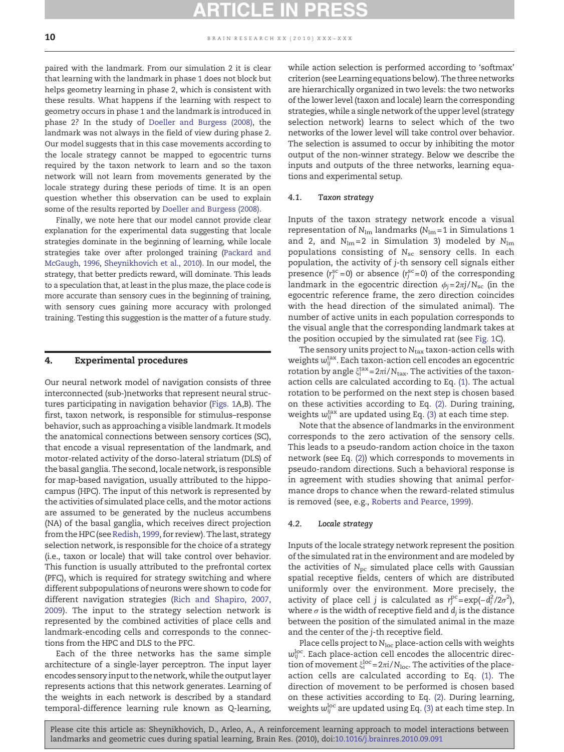paired with the landmark. From our simulation 2 it is clear that learning with the landmark in phase 1 does not block but helps geometry learning in phase 2, which is consistent with these results. What happens if the learning with respect to geometry occurs in phase 1 and the landmark is introduced in phase 2? In the study of Doeller and Burgess (2008), the landmark was not always in the field of view during phase 2. Our model suggests that in this case movements according to the locale strategy cannot be mapped to egocentric turns required by the taxon network to learn and so the taxon network will not learn from movements generated by the locale strategy during these periods of time. It is an open question whether this observation can be used to explain some of the results reported by Doeller and Burgess (2008).

Finally, we note here that our model cannot provide clear explanation for the experimental data suggesting that locale strategies dominate in the beginning of learning, while locale strategies take over after prolonged training (Packard and McGaugh, 1996, Sheynikhovich et al., 2010). In our model, the strategy, that better predicts reward, will dominate. This leads to a speculation that, at least in the plus maze, the place code is more accurate than sensory cues in the beginning of training, with sensory cues gaining more accuracy with prolonged training. Testing this suggestion is the matter of a future study.

## 4. Experimental procedures

Our neural network model of navigation consists of three interconnected (sub-)networks that represent neural structures participating in navigation behavior (Figs. 1A,B). The first, taxon network, is responsible for stimulus–response behavior, such as approaching a visible landmark. It models the anatomical connections between sensory cortices (SC), that encode a visual representation of the landmark, and motor-related activity of the dorso-lateral striatum (DLS) of the basal ganglia. The second, locale network, is responsible for map-based navigation, usually attributed to the hippocampus (HPC). The input of this network is represented by the activities of simulated place cells, and the motor actions are assumed to be generated by the nucleus accumbens (NA) of the basal ganglia, which receives direct projection from the HPC (see Redish, 1999, for review). The last, strategy selection network, is responsible for the choice of a strategy (i.e., taxon or locale) that will take control over behavior. This function is usually attributed to the prefrontal cortex (PFC), which is required for strategy switching and where different subpopulations of neurons were shown to code for different navigation strategies (Rich and Shapiro, 2007, 2009). The input to the strategy selection network is represented by the combined activities of place cells and landmark-encoding cells and corresponds to the connections from the HPC and DLS to the PFC.

Each of the three networks has the same simple architecture of a single-layer perceptron. The input layer encodes sensory input to the network, while the output layer represents actions that this network generates. Learning of the weights in each network is described by a standard temporal-difference learning rule known as Q-learning, while action selection is performed according to 'softmax' criterion (see Learning equations below). The three networks are hierarchically organized in two levels: the two networks of the lower level (taxon and locale) learn the corresponding strategies, while a single network of the upper level (strategy selection network) learns to select which of the two networks of the lower level will take control over behavior. The selection is assumed to occur by inhibiting the motor output of the non-winner strategy. Below we describe the inputs and outputs of the three networks, learning equations and experimental setup.

### 4.1. Taxon strategy

Inputs of the taxon strategy network encode a visual representation of $N_{lm}$ landmarks ($N_{lm}=1$ in Simulations 1 and 2, and $N_{lm}=2$ in Simulation 3) modeled by $N_{lm}$ populations consisting of $N_{sc}$ sensory cells. In each population, the activity of $j$-th sensory cell signals either presence ($r_j^{sc}=0$) or absence ($r_j^{sc}=0$) of the corresponding landmark in the egocentric direction $\phi_j=2\pi j/N_{sc}$ (in the egocentric reference frame, the zero direction coincides with the head direction of the simulated animal). The number of active units in each population corresponds to the visual angle that the corresponding landmark takes at the position occupied by the simulated rat (see Fig. 1C).

The sensory units project to $N_{tax}$ taxon-action cells with weights $w_{ij}^{tax}$. Each taxon-action cell encodes an egocentric rotation by angle $\xi_i^{tax}=2\pi i/N_{tax}$. The activities of the taxon-action cells are calculated according to Eq. (1). The actual rotation to be performed on the next step is chosen based on these activities according to Eq. (2). During training, weights $w_{ij}^{tax}$ are updated using Eq. (3) at each time step.

Note that the absence of landmarks in the environment corresponds to the zero activation of the sensory cells. This leads to a pseudo-random action choice in the taxon network (see Eq. (2)) which corresponds to movements in pseudo-random directions. Such a behavioral response is in agreement with studies showing that animal performance drops to chance when the reward-related stimulus is removed (see, e.g., Roberts and Pearce, 1999).

### 4.2. Locale strategy

Inputs of the locale strategy network represent the position of the simulated rat in the environment and are modeled by the activities of $N_{pc}$ simulated place cells with Gaussian spatial receptive fields, centers of which are distributed uniformly over the environment. More precisely, the activity of place cell $j$ is calculated as $r_j^{pc}=\exp(-d_j^2/2\sigma^2)$, where $\sigma$ is the width of receptive field and $d_j$ is the distance between the position of the simulated animal in the maze and the center of the $j$-th receptive field.

Place cells project to $N_{loc}$ place-action cells with weights $w_{ij}^{loc}$. Each place-action cell encodes the allocentric direction of movement $\xi_i^{loc}=2\pi i/N_{loc}$. The activities of the place-action cells are calculated according to Eq. (1). The direction of movement to be performed is chosen based on these activities according to Eq. (2). During learning, weights $w_{ij}^{loc}$ are updated using Eq. (3) at each time step. In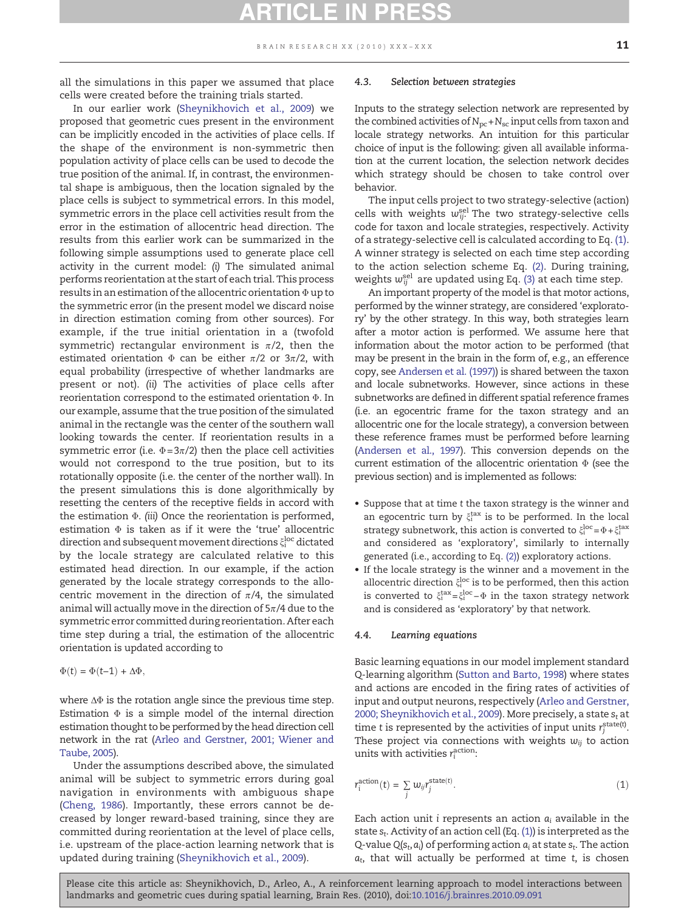all the simulations in this paper we assumed that place cells were created before the training trials started.

In our earlier work (Sheynikhovich et al., 2009) we proposed that geometric cues present in the environment can be implicitly encoded in the activities of place cells. If the shape of the environment is non-symmetric then population activity of place cells can be used to decode the true position of the animal. If, in contrast, the environmental shape is ambiguous, then the location signaled by the place cells is subject to symmetrical errors. In this model, symmetric errors in the place cell activities result from the error in the estimation of allocentric head direction. The results from this earlier work can be summarized in the following simple assumptions used to generate place cell activity in the current model: *(i)* The simulated animal performs reorientation at the start of each trial. This process results in an estimation of the allocentric orientation $\Phi$ up to the symmetric error (in the present model we discard noise in direction estimation coming from other sources). For example, if the true initial orientation in a (twofold symmetric) rectangular environment is $\pi/2$, then the estimated orientation $\Phi$ can be either $\pi/2$ or $3\pi/2$, with equal probability (irrespective of whether landmarks are present or not). *(ii)* The activities of place cells after reorientation correspond to the estimated orientation $\Phi$. In our example, assume that the true position of the simulated animal in the rectangle was the center of the southern wall looking towards the center. If reorientation results in a symmetric error (i.e. $\Phi = 3\pi/2$) then the place cell activities would not correspond to the true position, but to its rotationally opposite (i.e. the center of the northern wall). In the present simulations this is done algorithmically by resetting the centers of the receptive fields in accord with the estimation $\Phi$. *(iii)* Once the reorientation is performed, estimation $\Phi$ is taken as if it were the 'true' allocentric direction and subsequent movement directions $\xi_i^{loc}$ dictated by the locale strategy are calculated relative to this estimated head direction. In our example, if the action generated by the locale strategy corresponds to the allocentric movement in the direction of $\pi/4$, the simulated animal will actually move in the direction of $5\pi/4$ due to the symmetric error committed during reorientation. After each time step during a trial, the estimation of the allocentric orientation is updated according to

$$\Phi(t) = \Phi(t-1) + \Delta\Phi,$$

where $\Delta\Phi$ is the rotation angle since the previous time step. Estimation $\Phi$ is a simple model of the internal direction estimation thought to be performed by the head direction cell network in the rat (Arleo and Gerstner, 2001; Wiener and Taube, 2005).

Under the assumptions described above, the simulated animal will be subject to symmetric errors during goal navigation in environments with ambiguous shape (Cheng, 1986). Importantly, these errors cannot be decreased by longer reward-based training, since they are committed during reorientation at the level of place cells, i.e. upstream of the place-action learning network that is updated during training (Sheynikhovich et al., 2009).

### 4.3. Selection between strategies

Inputs to the strategy selection network are represented by the combined activities of $N_{pc}+N_{sc}$ input cells from taxon and locale strategy networks. An intuition for this particular choice of input is the following: given all available information at the current location, the selection network decides which strategy should be chosen to take control over behavior.

The input cells project to two strategy-selective (action) cells with weights $w_{ij}^{sel}$. The two strategy-selective cells code for taxon and locale strategies, respectively. Activity of a strategy-selective cell is calculated according to Eq. (1). A winner strategy is selected on each time step according to the action selection scheme Eq. (2). During training, weights $w_{ij}^{sel}$ are updated using Eq. (3) at each time step.

An important property of the model is that motor actions, performed by the winner strategy, are considered 'exploratory' by the other strategy. In this way, both strategies learn after a motor action is performed. We assume here that information about the motor action to be performed (that may be present in the brain in the form of, e.g., an efference copy, see Andersen et al. (1997)) is shared between the taxon and locale subnetworks. However, since actions in these subnetworks are defined in different spatial reference frames (i.e. an egocentric frame for the taxon strategy and an allocentric one for the locale strategy), a conversion between these reference frames must be performed before learning (Andersen et al., 1997). This conversion depends on the current estimation of the allocentric orientation $\Phi$ (see the previous section) and is implemented as follows:

- Suppose that at time $t$ the taxon strategy is the winner and an egocentric turn by $\xi_i^{tax}$ is to be performed. In the local strategy subnetwork, this action is converted to $\xi_i^{loc} = \Phi + \xi_i^{tax}$ and considered as 'exploratory', similarly to internally generated (i.e., according to Eq. (2)) exploratory actions.
- If the locale strategy is the winner and a movement in the allocentric direction $\xi_i^{loc}$ is to be performed, then this action is converted to $\xi_i^{tax} = \xi_i^{loc} - \Phi$ in the taxon strategy network and is considered as 'exploratory' by that network.

### 4.4. Learning equations

Basic learning equations in our model implement standard Q-learning algorithm (Sutton and Barto, 1998) where states and actions are encoded in the firing rates of activities of input and output neurons, respectively (Arleo and Gerstner, 2000; Sheynikhovich et al., 2009). More precisely, a state $s_t$ at time $t$ is represented by the activities of input units $r_j^{state(t)}$. These project via connections with weights $w_{ij}$ to action units with activities $r_i^{action}$:

$$r_i^{action}(t) = \sum_j w_{ij} r_j^{state(t)}. \tag{1}$$

Each action unit $i$ represents an action $a_i$ available in the state $s_t$. Activity of an action cell (Eq. (1)) is interpreted as the Q-value $Q(s_t, a_i)$ of performing action $a_i$ at state $s_t$. The action $a_t$, that will actually be performed at time $t$, is chosen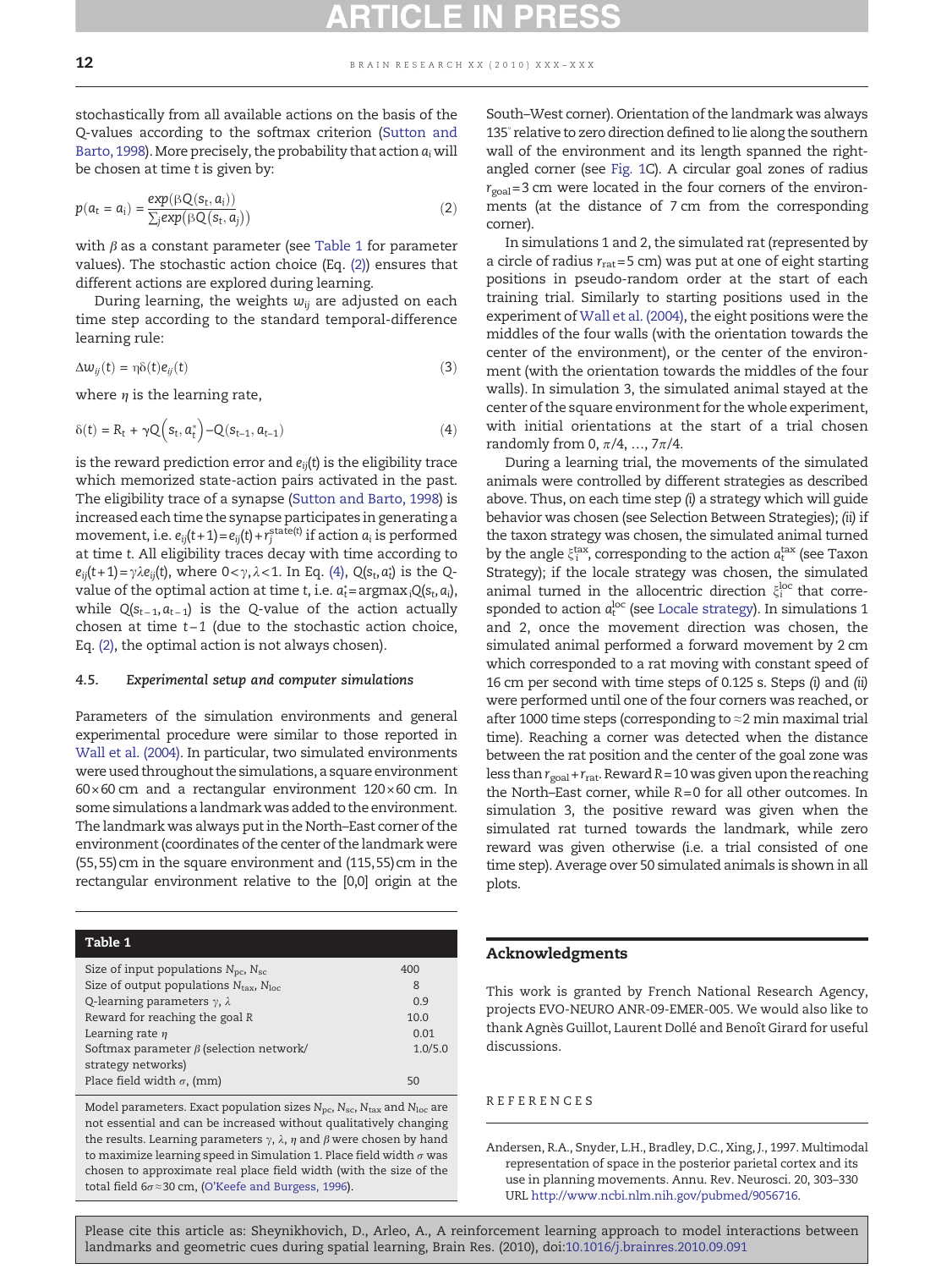stochastically from all available actions on the basis of the Q-values according to the softmax criterion (Sutton and Barto, 1998). More precisely, the probability that action $a_i$ will be chosen at time $t$ is given by:

$$p(a_t = a_i) = \frac{exp(\beta Q(s_t, a_i))}{\sum_j exp(\beta Q(s_t, a_j))} \tag{2}$$

with $\beta$ as a constant parameter (see Table 1 for parameter values). The stochastic action choice (Eq. (2)) ensures that different actions are explored during learning.

During learning, the weights $w_{ij}$ are adjusted on each time step according to the standard temporal-difference learning rule:

$$\Delta w_{ij}(t) = \eta \delta(t) e_{ij}(t) \tag{3}$$

where $\eta$ is the learning rate,

$$\delta(t) = R_t + \gamma Q\left(s_t, a_t^*\right) - Q(s_{t-1}, a_{t-1}) \tag{4}$$

is the reward prediction error and $e_{ij}(t)$ is the eligibility trace which memorized state-action pairs activated in the past. The eligibility trace of a synapse (Sutton and Barto, 1998) is increased each time the synapse participates in generating a movement, i.e. $e_{ij}(t+1) = e_{ij}(t) + r_j^{state(t)}$ if action $a_i$ is performed at time $t$. All eligibility traces decay with time according to $e_{ij}(t+1) = \gamma \lambda e_{ij}(t)$, where $0 < \gamma, \lambda < 1$. In Eq. (4), $Q(s_t, a_t^*)$ is the Q-value of the optimal action at time $t$, i.e. $a_t^* = \text{argmax}_i Q(s_t, a_i)$, while $Q(s_{t-1}, a_{t-1})$ is the Q-value of the action actually chosen at time $t-1$ (due to the stochastic action choice, Eq. (2), the optimal action is not always chosen).

### 4.5. Experimental setup and computer simulations

Parameters of the simulation environments and general experimental procedure were similar to those reported in Wall et al. (2004). In particular, two simulated environments were used throughout the simulations, a square environment 60×60 cm and a rectangular environment 120×60 cm. In some simulations a landmark was added to the environment. The landmark was always put in the North–East corner of the environment (coordinates of the center of the landmark were (55,55) cm in the square environment and (115,55) cm in the rectangular environment relative to the [0,0] origin at the South–West corner). Orientation of the landmark was always 135° relative to zero direction defined to lie along the southern wall of the environment and its length spanned the right-angled corner (see Fig. 1C). A circular goal zones of radius $r_{goal} = 3$ cm were located in the four corners of the environments (at the distance of 7 cm from the corresponding corner).

In simulations 1 and 2, the simulated rat (represented by a circle of radius $r_{rat} = 5$ cm) was put at one of eight starting positions in pseudo-random order at the start of each training trial. Similarly to starting positions used in the experiment of Wall et al. (2004), the eight positions were the middles of the four walls (with the orientation towards the center of the environment), or the center of the environment (with the orientation towards the middles of the four walls). In simulation 3, the simulated animal stayed at the center of the square environment for the whole experiment, with initial orientations at the start of a trial chosen randomly from $0, \pi/4, \ldots, 7\pi/4$.

During a learning trial, the movements of the simulated animals were controlled by different strategies as described above. Thus, on each time step (i) a strategy which will guide behavior was chosen (see Selection Between Strategies); (ii) if the taxon strategy was chosen, the simulated animal turned by the angle $\xi_i^{tax}$, corresponding to the action $a_t^{tax}$ (see Taxon Strategy); if the locale strategy was chosen, the simulated animal turned in the allocentric direction $\xi_i^{loc}$ that corresponded to action $a_t^{loc}$ (see Locale strategy). In simulations 1 and 2, once the movement direction was chosen, the simulated animal performed a forward movement by 2 cm which corresponded to a rat moving with constant speed of 16 cm per second with time steps of 0.125 s. Steps (i) and (ii) were performed until one of the four corners was reached, or after 1000 time steps (corresponding to ≈2 min maximal trial time). Reaching a corner was detected when the distance between the rat position and the center of the goal zone was less than $r_{goal} + r_{rat}$. Reward $R = 10$ was given upon the reaching the North–East corner, while $R = 0$ for all other outcomes. In simulation 3, the positive reward was given when the simulated rat turned towards the landmark, while zero reward was given otherwise (i.e. a trial consisted of one time step). Average over 50 simulated animals is shown in all plots.

**Table 1**

| Parameter | Value |
|---|---|
| Size of input populations $N_{pc}$, $N_{sc}$ | 400 |
| Size of output populations $N_{tax}$, $N_{loc}$ | 8 |
| Q-learning parameters $\gamma$, $\lambda$ | 0.9 |
| Reward for reaching the goal $R$ | 10.0 |
| Learning rate $\eta$ | 0.01 |
| Softmax parameter $\beta$ (selection network/ strategy networks) | 1.0/5.0 |
| Place field width $\sigma$, (mm) | 50 |

Model parameters. Exact population sizes $N_{pc}$, $N_{sc}$, $N_{tax}$ and $N_{loc}$ are not essential and can be increased without qualitatively changing the results. Learning parameters $\gamma$, $\lambda$, $\eta$ and $\beta$ were chosen by hand to maximize learning speed in Simulation 1. Place field width $\sigma$ was chosen to approximate real place field width (with the size of the total field $6\sigma \approx 30$ cm, (O'Keefe and Burgess, 1996).

## Acknowledgments

This work is granted by French National Research Agency, projects EVO-NEURO ANR-09-EMER-005. We would also like to thank Agnès Guillot, Laurent Dollé and Benoît Girard for useful discussions.

## REFERENCES

Andersen, R.A., Snyder, L.H., Bradley, D.C., Xing, J., 1997. Multimodal representation of space in the posterior parietal cortex and its use in planning movements. Annu. Rev. Neurosci. 20, 303–330 URL http://www.ncbi.nlm.nih.gov/pubmed/9056716.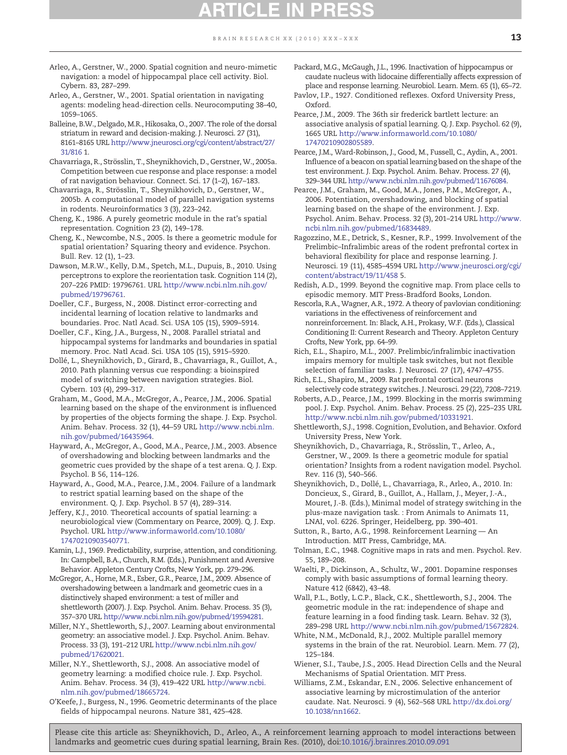Arleo, A., Gerstner, W., 2000. Spatial cognition and neuro-mimetic navigation: a model of hippocampal place cell activity. Biol. Cybern. 83, 287–299.

Arleo, A., Gerstner, W., 2001. Spatial orientation in navigating agents: modeling head-direction cells. Neurocomputing 38–40, 1059–1065.

Balleine, B.W., Delgado, M.R., Hikosaka, O., 2007. The role of the dorsal striatum in reward and decision-making. J. Neurosci. 27 (31), 8161–8165 URL http://www.jneurosci.org/cgi/content/abstract/27/31/816 1.

Chavarriaga, R., Strösslin, T., Sheynikhovich, D., Gerstner, W., 2005a. Competition between cue response and place response: a model of rat navigation behaviour. Connect. Sci. 17 (1–2), 167–183.

Chavarriaga, R., Strösslin, T., Sheynikhovich, D., Gerstner, W., 2005b. A computational model of parallel navigation systems in rodents. Neuroinformatics 3 (3), 223–242.

Cheng, K., 1986. A purely geometric module in the rat's spatial representation. Cognition 23 (2), 149–178.

Cheng, K., Newcombe, N.S., 2005. Is there a geometric module for spatial orientation? Squaring theory and evidence. Psychon. Bull. Rev. 12 (1), 1–23.

Dawson, M.R.W., Kelly, D.M., Spetch, M.L., Dupuis, B., 2010. Using perceptrons to explore the reorientation task. Cognition 114 (2), 207–226 PMID: 19796761. URL http://www.ncbi.nlm.nih.gov/pubmed/19796761.

Doeller, C.F., Burgess, N., 2008. Distinct error-correcting and incidental learning of location relative to landmarks and boundaries. Proc. Natl Acad. Sci. USA 105 (15), 5909–5914.

Doeller, C.F., King, J.A., Burgess, N., 2008. Parallel striatal and hippocampal systems for landmarks and boundaries in spatial memory. Proc. Natl Acad. Sci. USA 105 (15), 5915–5920.

Dollé, L., Sheynikhovich, D., Girard, B., Chavarriaga, R., Guillot, A., 2010. Path planning versus cue responding: a bioinspired model of switching between navigation strategies. Biol. Cybern. 103 (4), 299–317.

Graham, M., Good, M.A., McGregor, A., Pearce, J.M., 2006. Spatial learning based on the shape of the environment is influenced by properties of the objects forming the shape. J. Exp. Psychol. Anim. Behav. Process. 32 (1), 44–59 URL http://www.ncbi.nlm.nih.gov/pubmed/16435964.

Hayward, A., McGregor, A., Good, M.A., Pearce, J.M., 2003. Absence of overshadowing and blocking between landmarks and the geometric cues provided by the shape of a test arena. Q. J. Exp. Psychol. B 56, 114–126.

Hayward, A., Good, M.A., Pearce, J.M., 2004. Failure of a landmark to restrict spatial learning based on the shape of the environment. Q. J. Exp. Psychol. B 57 (4), 289–314.

Jeffery, K.J., 2010. Theoretical accounts of spatial learning: a neurobiological view (Commentary on Pearce, 2009). Q. J. Exp. Psychol. URL http://www.informaworld.com/10.1080/17470210903540771.

Kamin, L.J., 1969. Predictability, surprise, attention, and conditioning. In: Campbell, B.A., Church, R.M. (Eds.), Punishment and Aversive Behavior. Appleton Century Crofts, New York, pp. 279–296.

McGregor, A., Horne, M.R., Esber, G.R., Pearce, J.M., 2009. Absence of overshadowing between a landmark and geometric cues in a distinctively shaped environment: a test of miller and shettleworth (2007). J. Exp. Psychol. Anim. Behav. Process. 35 (3), 357–370 URL http://www.ncbi.nlm.nih.gov/pubmed/19594281.

Miller, N.Y., Shettleworth, S.J., 2007. Learning about environmental geometry: an associative model. J. Exp. Psychol. Anim. Behav. Process. 33 (3), 191–212 URL http://www.ncbi.nlm.nih.gov/pubmed/17620021.

Miller, N.Y., Shettleworth, S.J., 2008. An associative model of geometry learning: a modified choice rule. J. Exp. Psychol. Anim. Behav. Process. 34 (3), 419–422 URL http://www.ncbi.nlm.nih.gov/pubmed/18665724.

O'Keefe, J., Burgess, N., 1996. Geometric determinants of the place fields of hippocampal neurons. Nature 381, 425–428.

Packard, M.G., McGaugh, J.L., 1996. Inactivation of hippocampus or caudate nucleus with lidocaine differentially affects expression of place and response learning. Neurobiol. Learn. Mem. 65 (1), 65–72.

Pavlov, I.P., 1927. Conditioned reflexes. Oxford University Press, Oxford.

Pearce, J.M., 2009. The 36th sir frederick bartlett lecture: an associative analysis of spatial learning. Q. J. Exp. Psychol. 62 (9), 1665 URL http://www.informaworld.com/10.1080/17470210902805589.

Pearce, J.M., Ward-Robinson, J., Good, M., Fussell, C., Aydin, A., 2001. Influence of a beacon on spatial learning based on the shape of the test environment. J. Exp. Psychol. Anim. Behav. Process. 27 (4), 329–344 URL http://www.ncbi.nlm.nih.gov/pubmed/11676084.

Pearce, J.M., Graham, M., Good, M.A., Jones, P.M., McGregor, A., 2006. Potentiation, overshadowing, and blocking of spatial learning based on the shape of the environment. J. Exp. Psychol. Anim. Behav. Process. 32 (3), 201–214 URL http://www.ncbi.nlm.nih.gov/pubmed/16834489.

Ragozzino, M.E., Detrick, S., Kesner, R.P., 1999. Involvement of the Prelimbic–Infralimbic areas of the rodent prefrontal cortex in behavioral flexibility for place and response learning. J. Neurosci. 19 (11), 4585–4594 URL http://www.jneurosci.org/cgi/content/abstract/19/11/458 5.

Redish, A.D., 1999. Beyond the cognitive map. From place cells to episodic memory. MIT Press-Bradford Books, London.

Rescorla, R.A., Wagner, A.R., 1972. A theory of pavlovian conditioning: variations in the effectiveness of reinforcement and nonreinforcement. In: Black, A.H., Prokasy, W.F. (Eds.), Classical Conditioning II: Current Research and Theory. Appleton Century Crofts, New York, pp. 64–99.

Rich, E.L., Shapiro, M.L., 2007. Prelimbic/infralimbic inactivation impairs memory for multiple task switches, but not flexible selection of familiar tasks. J. Neurosci. 27 (17), 4747–4755.

Rich, E.L., Shapiro, M.L., 2009. Rat prefrontal cortical neurons selectively code strategy switches. J. Neurosci. 29 (22), 7208–7219.

Roberts, A.D., Pearce, J.M., 1999. Blocking in the morris swimming pool. J. Exp. Psychol. Anim. Behav. Process. 25 (2), 225–235 URL http://www.ncbi.nlm.nih.gov/pubmed/10331921.

Shettleworth, S.J., 1998. Cognition, Evolution, and Behavior. Oxford University Press, New York.

Sheynikhovich, D., Chavarriaga, R., Strösslin, T., Arleo, A., Gerstner, W., 2009. Is there a geometric module for spatial orientation? Insights from a rodent navigation model. Psychol. Rev. 116 (3), 540–566.

Sheynikhovich, D., Dollé, L., Chavarriaga, R., Arleo, A., 2010. In: Doncieux, S., Girard, B., Guillot, A., Hallam, J., Meyer, J.-A., Mouret, J.-B. (Eds.), Minimal model of strategy switching in the plus-maze navigation task. : From Animals to Animats 11, LNAI, vol. 6226. Springer, Heidelberg, pp. 390–401.

Sutton, R., Barto, A.G., 1998. Reinforcement Learning — An Introduction. MIT Press, Cambridge, MA.

Tolman, E.C., 1948. Cognitive maps in rats and men. Psychol. Rev. 55, 189–208.

Waelti, P., Dickinson, A., Schultz, W., 2001. Dopamine responses comply with basic assumptions of formal learning theory. Nature 412 (6842), 43–48.

Wall, P.L., Botly, L.C.P., Black, C.K., Shettleworth, S.J., 2004. The geometric module in the rat: independence of shape and feature learning in a food finding task. Learn. Behav. 32 (3), 289–298 URL http://www.ncbi.nlm.nih.gov/pubmed/15672824.

White, N.M., McDonald, R.J., 2002. Multiple parallel memory systems in the brain of the rat. Neurobiol. Learn. Mem. 77 (2), 125–184.

Wiener, S.I., Taube, J.S., 2005. Head Direction Cells and the Neural Mechanisms of Spatial Orientation. MIT Press.

Williams, Z.M., Eskandar, E.N., 2006. Selective enhancement of associative learning by microstimulation of the anterior caudate. Nat. Neurosci. 9 (4), 562–568 URL http://dx.doi.org/10.1038/nn1662.

Please cite this article as: Sheynikhovich, D., Arleo, A., A reinforcement learning approach to model interactions between landmarks and geometric cues during spatial learning, Brain Res. (2010), doi:10.1016/j.brainres.2010.09.091